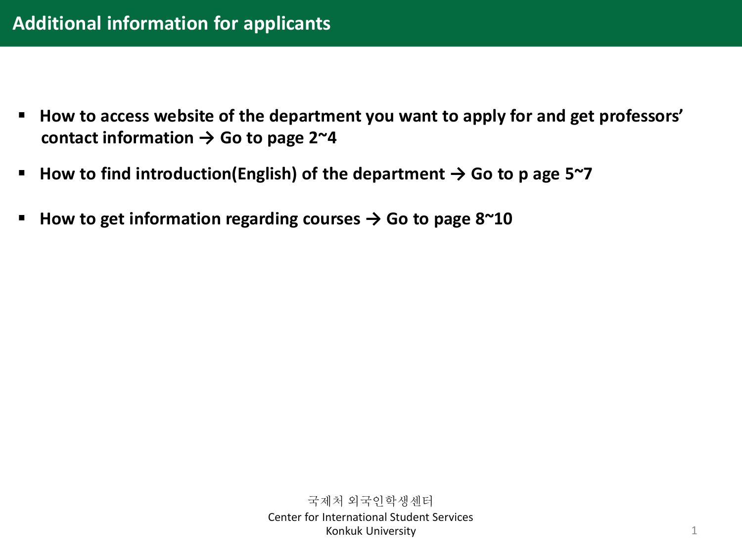# Additional information for applicants

- **How to access website of the department you want to apply for and get professors' contact information → Go to page 2~4**
- **How to find introduction(English) of the department → Go to p age 5~7**
- **How to get information regarding courses → Go to page 8~10**

국제처 외국인학생센터
Center for International Student Services
Konkuk University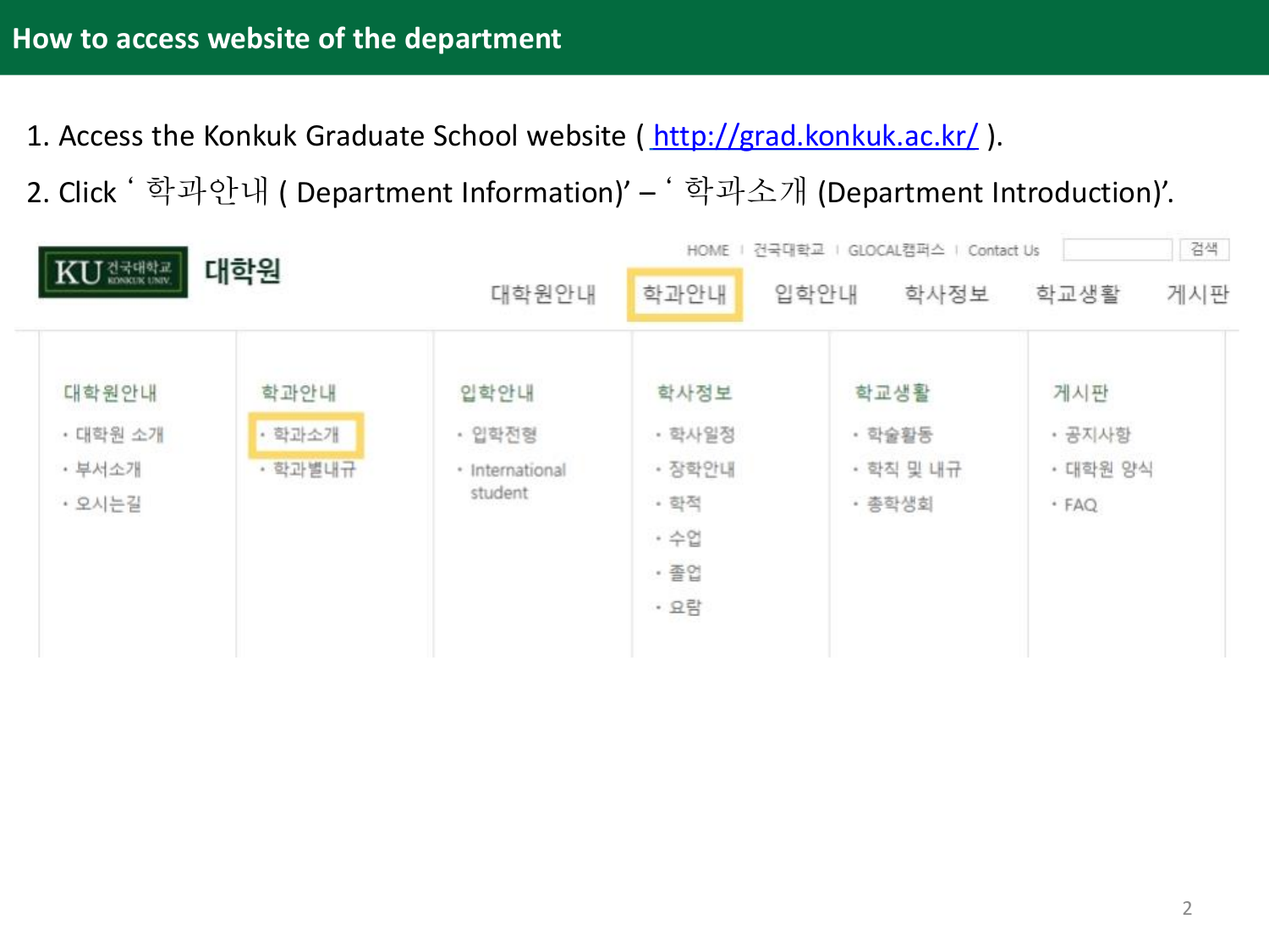## How to access website of the department

1. Access the Konkuk Graduate School website ( http://grad.konkuk.ac.kr/ ).
2. Click ' 학과안내 ( Department Information)' – ' 학과소개 (Department Introduction)'.

HOME | 건국대학교 | GLOCAL캠퍼스 | Contact Us | 검색

KU 건국대학교 KONKUK UNIV. 대학원

대학원안내 | 학과안내 | 입학안내 | 학사정보 | 학교생활 | 게시판

| 대학원안내 | 학과안내 | 입학안내 | 학사정보 | 학교생활 | 게시판 |
| --- | --- | --- | --- | --- | --- |
| · 대학원 소개 | · 학과소개 | · 입학전형 | · 학사일정 | · 학술활동 | · 공지사항 |
| · 부서소개 | · 학과별내규 | · International student | · 장학안내 | · 학칙 및 내규 | · 대학원 양식 |
| · 오시는길 | | | · 학적 | · 총학생회 | · FAQ |
| | | | · 수업 | | |
| | | | · 졸업 | | |
| | | | · 요람 | | |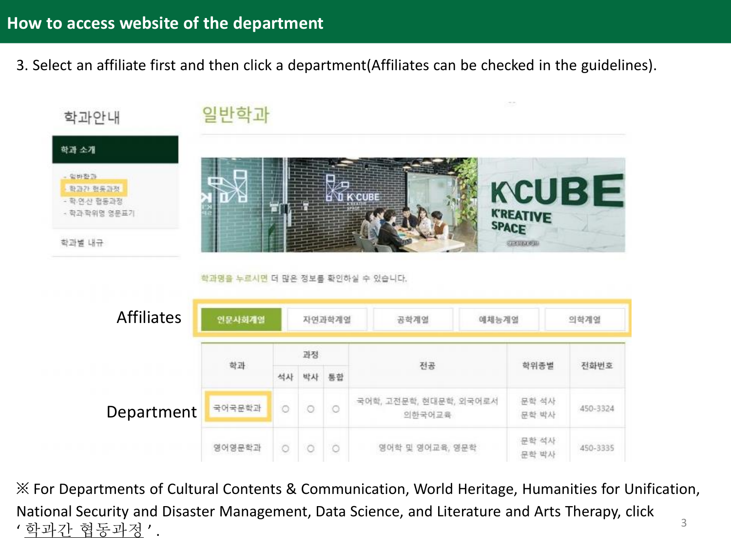## How to access website of the department

3. Select an affiliate first and then click a department(Affiliates can be checked in the guidelines).

학과안내

일반학과

학과 소개

- 일반학과
- 학과간 협동과정
- 학·연·산 협동과정
- 학과·학위명 영문표기

학과별 내규

학과명을 누르시면 더 많은 정보를 확인하실 수 있습니다.

Affiliates

인문사회계열 | 자연과학계열 | 공학계열 | 예체능계열 | 의학계열

Department

| 학과 | 과정 | | | 전공 | 학위종별 | 전화번호 |
|---|---|---|---|---|---|---|
| | 석사 | 박사 | 통합 | | | |
| 국어국문학과 | ○ | ○ | ○ | 국어학, 고전문학, 현대문학, 외국어로서의한국어교육 | 문학 석사<br>문학 박사 | 450-3324 |
| 영어영문학과 | ○ | ○ | ○ | 영어학 및 영어교육, 영문학 | 문학 석사<br>문학 박사 | 450-3335 |

※ For Departments of Cultural Contents & Communication, World Heritage, Humanities for Unification, National Security and Disaster Management, Data Science, and Literature and Arts Therapy, click '학과간 협동과정'.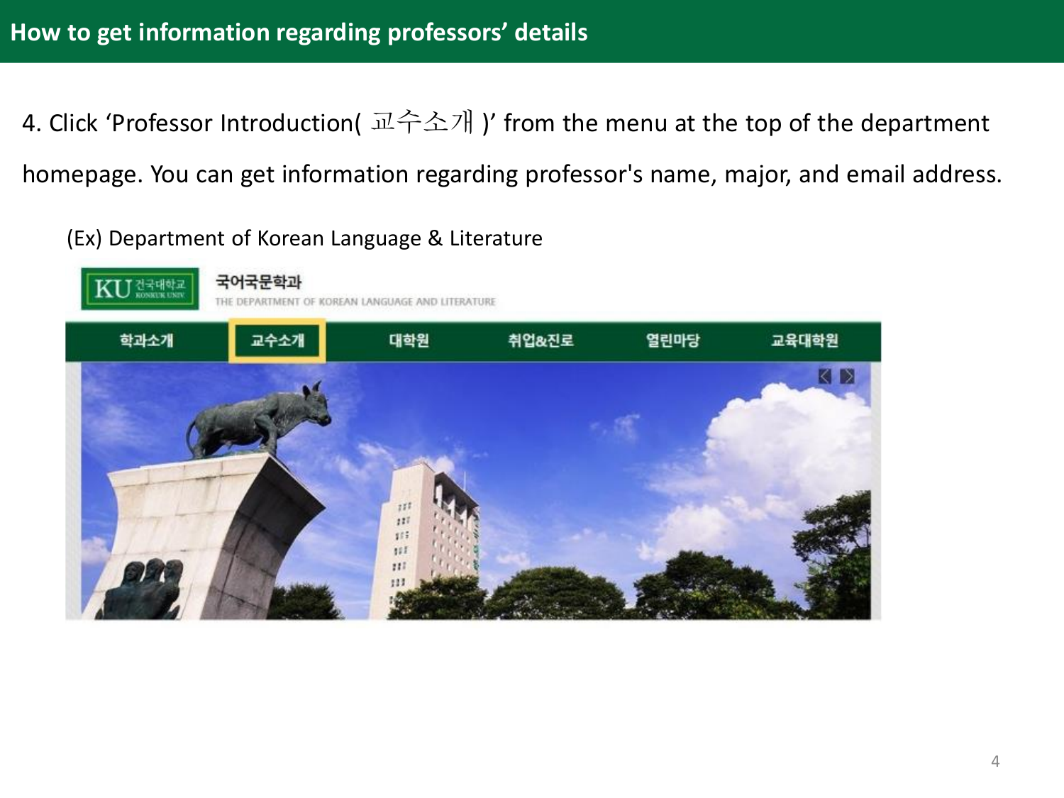## How to get information regarding professors' details

4. Click 'Professor Introduction( 교수소개 )' from the menu at the top of the department homepage. You can get information regarding professor's name, major, and email address.

(Ex) Department of Korean Language & Literature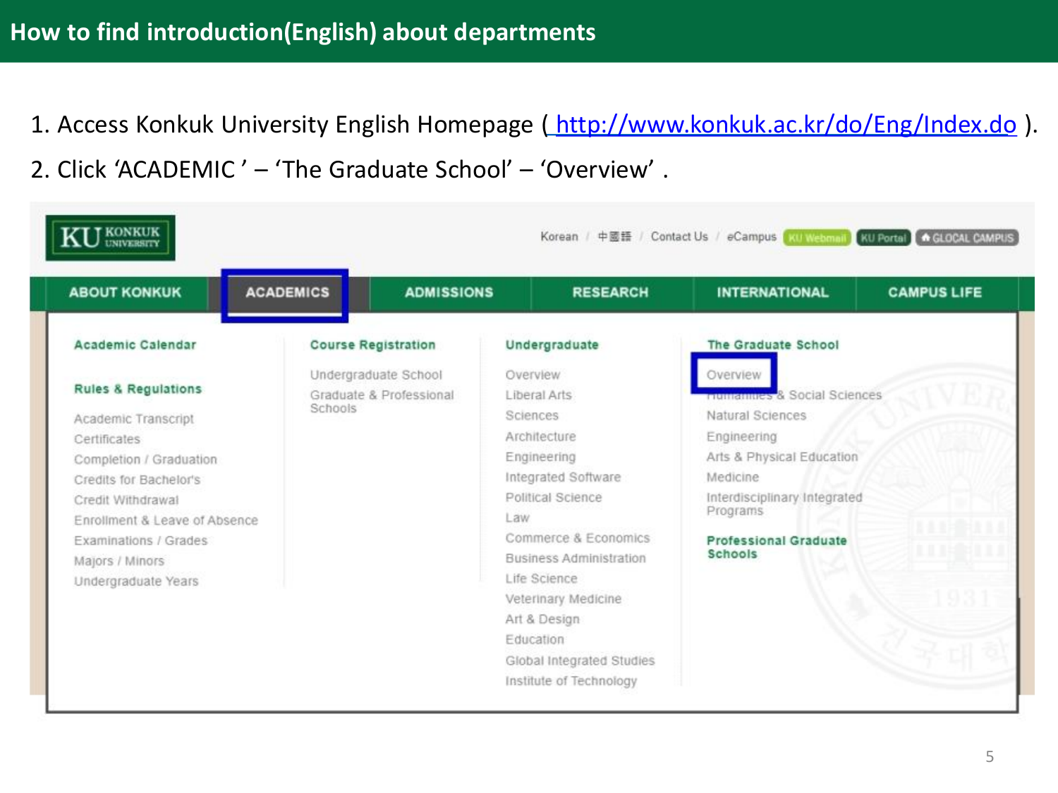# How to find introduction(English) about departments

1. Access Konkuk University English Homepage ( http://www.konkuk.ac.kr/do/Eng/Index.do ).
2. Click 'ACADEMIC ' – 'The Graduate School' – 'Overview' .

KU KONKUK UNIVERSITY

Korean / 中國語 / Contact Us / eCampus | KU Webmail | KU Portal | GLOCAL CAMPUS

ABOUT KONKUK | ACADEMICS | ADMISSIONS | RESEARCH | INTERNATIONAL | CAMPUS LIFE

**Academic Calendar**

**Rules & Regulations**

- Academic Transcript
- Certificates
- Completion / Graduation
- Credits for Bachelor's
- Credit Withdrawal
- Enrollment & Leave of Absence
- Examinations / Grades
- Majors / Minors
- Undergraduate Years

**Course Registration**

- Undergraduate School
- Graduate & Professional Schools

**Undergraduate**

- Overview
- Liberal Arts
- Sciences
- Architecture
- Engineering
- Integrated Software
- Political Science
- Law
- Commerce & Economics
- Business Administration
- Life Science
- Veterinary Medicine
- Art & Design
- Education
- Global Integrated Studies
- Institute of Technology

**The Graduate School**

- Overview
- Humanities & Social Sciences
- Natural Sciences
- Engineering
- Arts & Physical Education
- Medicine
- Interdisciplinary Integrated Programs

**Professional Graduate Schools**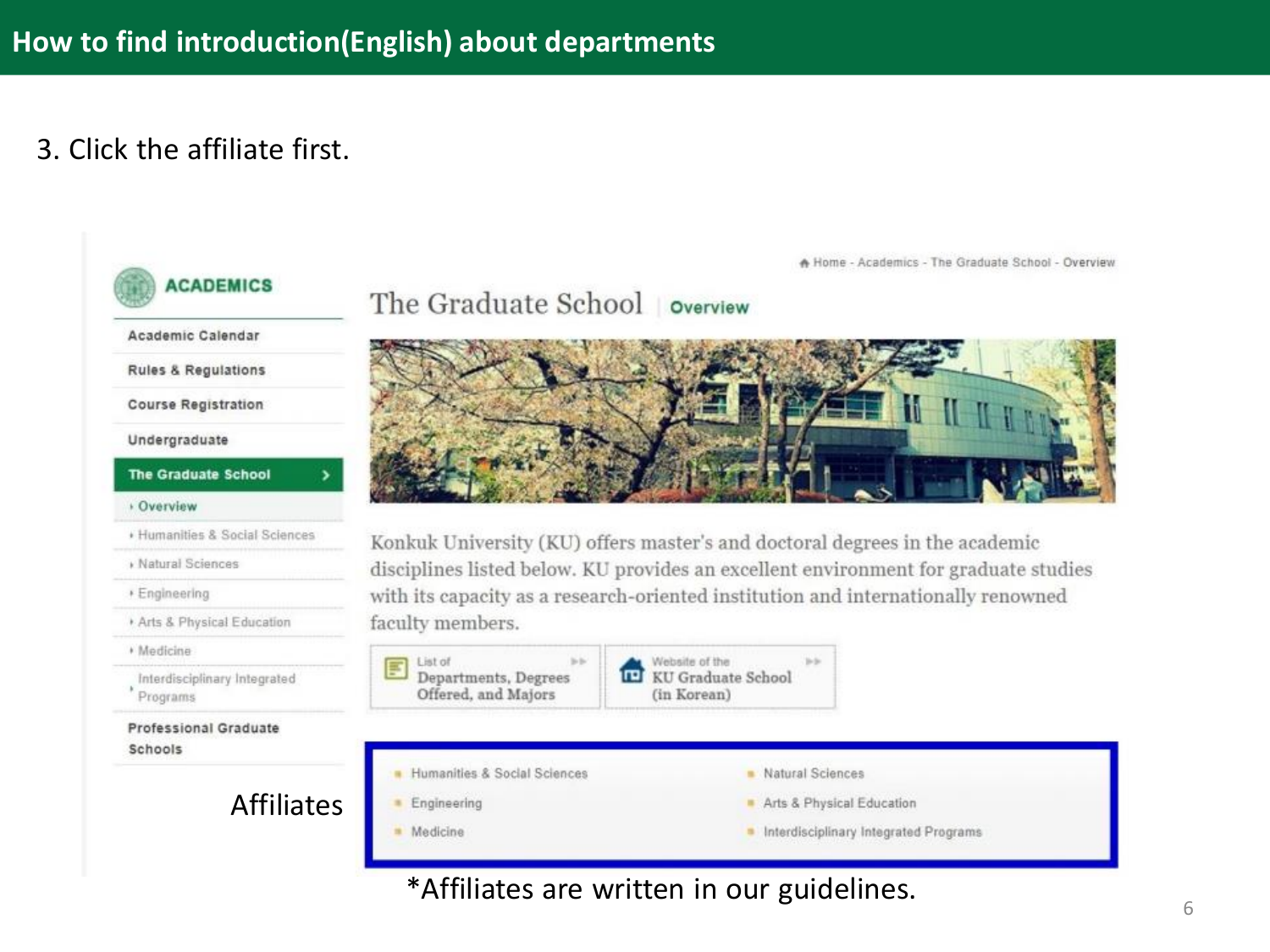# How to find introduction(English) about departments

3. Click the affiliate first.

ACADEMICS

- Academic Calendar
- Rules & Regulations
- Course Registration
- Undergraduate
- The Graduate School
  - Overview
  - Humanities & Social Sciences
  - Natural Sciences
  - Engineering
  - Arts & Physical Education
  - Medicine
  - Interdisciplinary Integrated Programs
- Professional Graduate Schools

Home - Academics - The Graduate School - Overview

## The Graduate School | Overview

Konkuk University (KU) offers master's and doctoral degrees in the academic disciplines listed below. KU provides an excellent environment for graduate studies with its capacity as a research-oriented institution and internationally renowned faculty members.

List of Departments, Degrees Offered, and Majors

Website of the KU Graduate School (in Korean)

Affiliates

- Humanities & Social Sciences
- Natural Sciences
- Engineering
- Arts & Physical Education
- Medicine
- Interdisciplinary Integrated Programs

*Affiliates are written in our guidelines.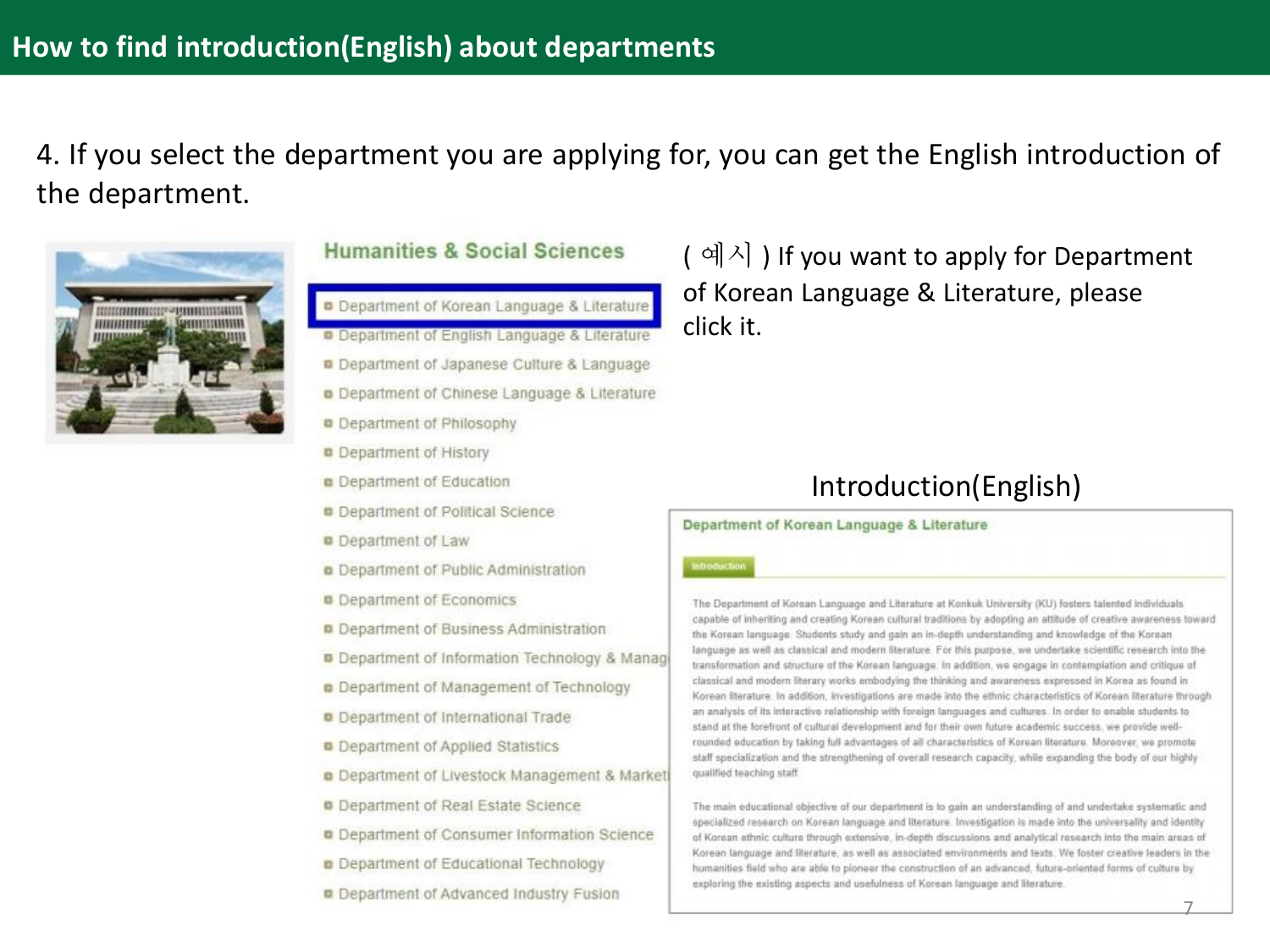# How to find introduction(English) about departments

4. If you select the department you are applying for, you can get the English introduction of the department.

## Humanities & Social Sciences

- Department of Korean Language & Literature
- Department of English Language & Literature
- Department of Japanese Culture & Language
- Department of Chinese Language & Literature
- Department of Philosophy
- Department of History
- Department of Education
- Department of Political Science
- Department of Law
- Department of Public Administration
- Department of Economics
- Department of Business Administration
- Department of Information Technology & Manag
- Department of Management of Technology
- Department of International Trade
- Department of Applied Statistics
- Department of Livestock Management & Market
- Department of Real Estate Science
- Department of Consumer Information Science
- Department of Educational Technology
- Department of Advanced Industry Fusion

( 예시 ) If you want to apply for Department of Korean Language & Literature, please click it.

Introduction(English)

**Department of Korean Language & Literature**

Introduction

The Department of Korean Language and Literature at Konkuk University (KU) fosters talented individuals capable of inheriting and creating Korean cultural traditions by adopting an attitude of creative awareness toward the Korean language. Students study and gain an in-depth understanding and knowledge of the Korean language as well as classical and modern literature. For this purpose, we undertake scientific research into the transformation and structure of the Korean language. In addition, we engage in contemplation and critique of classical and modern literary works embodying the thinking and awareness expressed in Korea as found in Korean literature. In addition, investigations are made into the ethnic characteristics of Korean literature through an analysis of its interactive relationship with foreign languages and cultures. In order to enable students to stand at the forefront of cultural development and for their own future academic success, we provide well-rounded education by taking full advantages of all characteristics of Korean literature. Moreover, we promote staff specialization and the strengthening of overall research capacity, while expanding the body of our highly qualified teaching staff.

The main educational objective of our department is to gain an understanding of and undertake systematic and specialized research on Korean language and literature. Investigation is made into the universality and identity of Korean ethnic culture through extensive, in-depth discussions and analytical research into the main areas of Korean language and literature, as well as associated environments and texts. We foster creative leaders in the humanities field who are able to pioneer the construction of an advanced, future-oriented forms of culture by exploring the existing aspects and usefulness of Korean language and literature.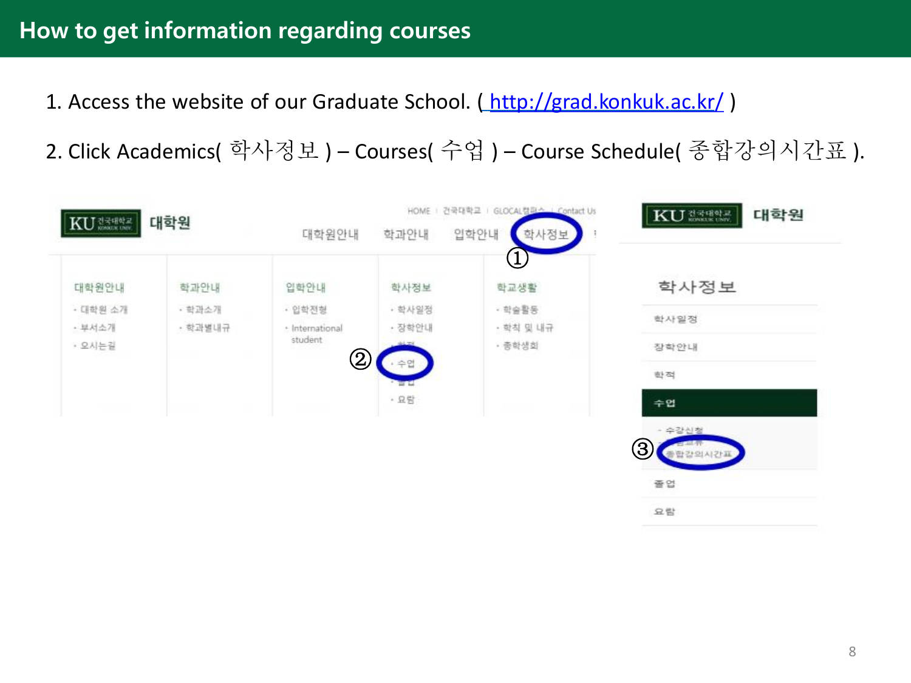## How to get information regarding courses

1. Access the website of our Graduate School. ( http://grad.konkuk.ac.kr/ )

2. Click Academics( 학사정보 ) – Courses( 수업 ) – Course Schedule( 종합강의시간표 ).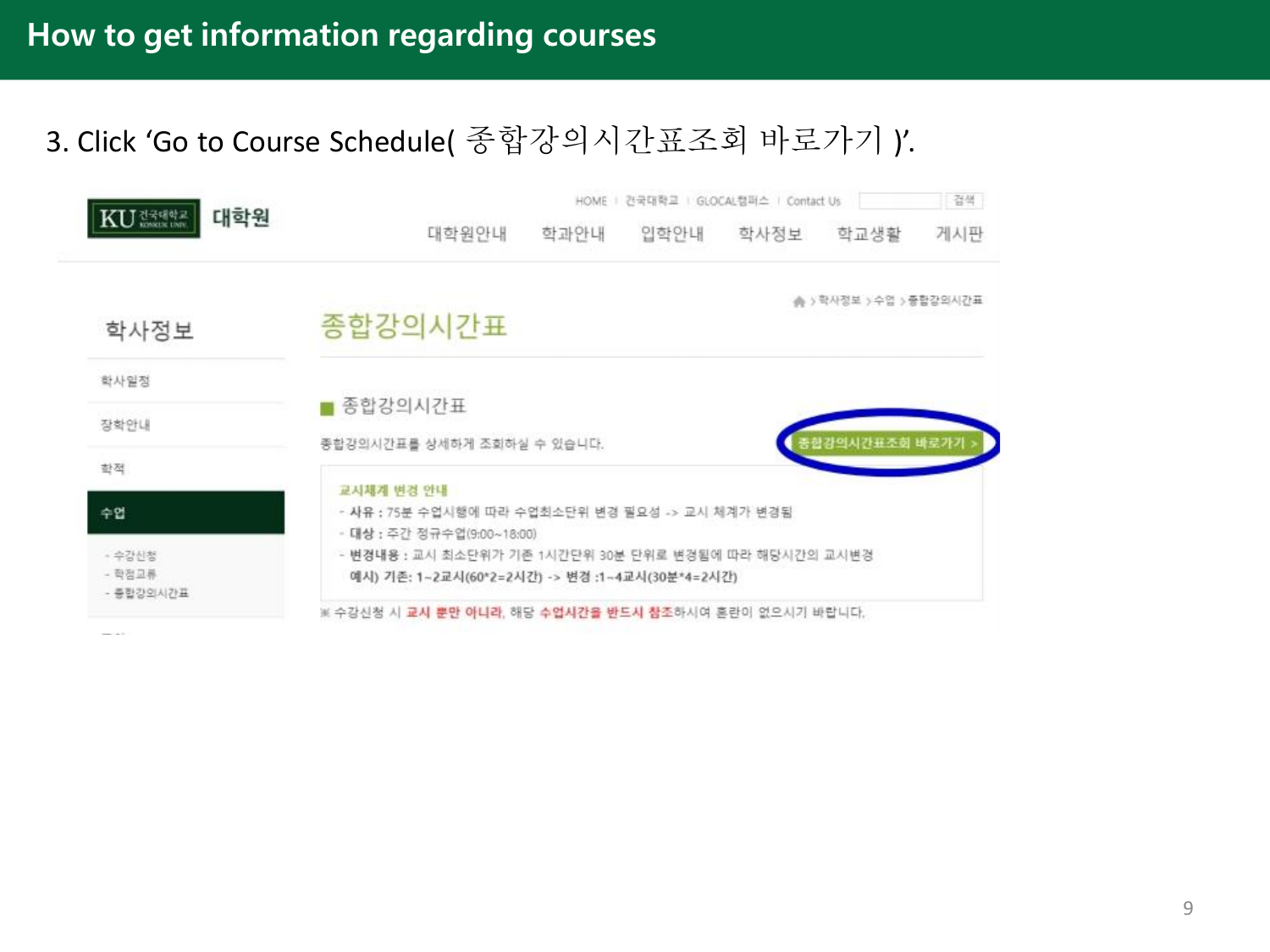# How to get information regarding courses

3. Click 'Go to Course Schedule( 종합강의시간표조회 바로가기 )'.

HOME | 건국대학교 | GLOCAL캠퍼스 | Contact Us | 검색

대학원

대학원안내 | 학과안내 | 입학안내 | 학사정보 | 학교생활 | 게시판

학사정보 > 수업 > 종합강의시간표

## 학사정보

- 학사일정
- 장학안내
- 학적
- 수업
  - 수강신청
  - 학점교류
  - 종합강의시간표

## 종합강의시간표

### 종합강의시간표

종합강의시간표를 상세하게 조회하실 수 있습니다.

종합강의시간표조회 바로가기 >

**교시체계 변경 안내**

- **사유 :** 75분 수업시행에 따라 수업최소단위 변경 필요성 -> 교시 체계가 변경됨
- **대상 :** 주간 정규수업(9:00~18:00)
- **변경내용 :** 교시 최소단위가 기존 1시간단위 30분 단위로 변경됨에 따라 해당시간의 교시변경

  **예시) 기존: 1~2교시(60*2=2시간) -> 변경 :1~4교시(30분*4=2시간)**

※ 수강신청 시 **교시 뿐만 아니라**, 해당 **수업시간을 반드시 참조**하시여 혼란이 없으시기 바랍니다.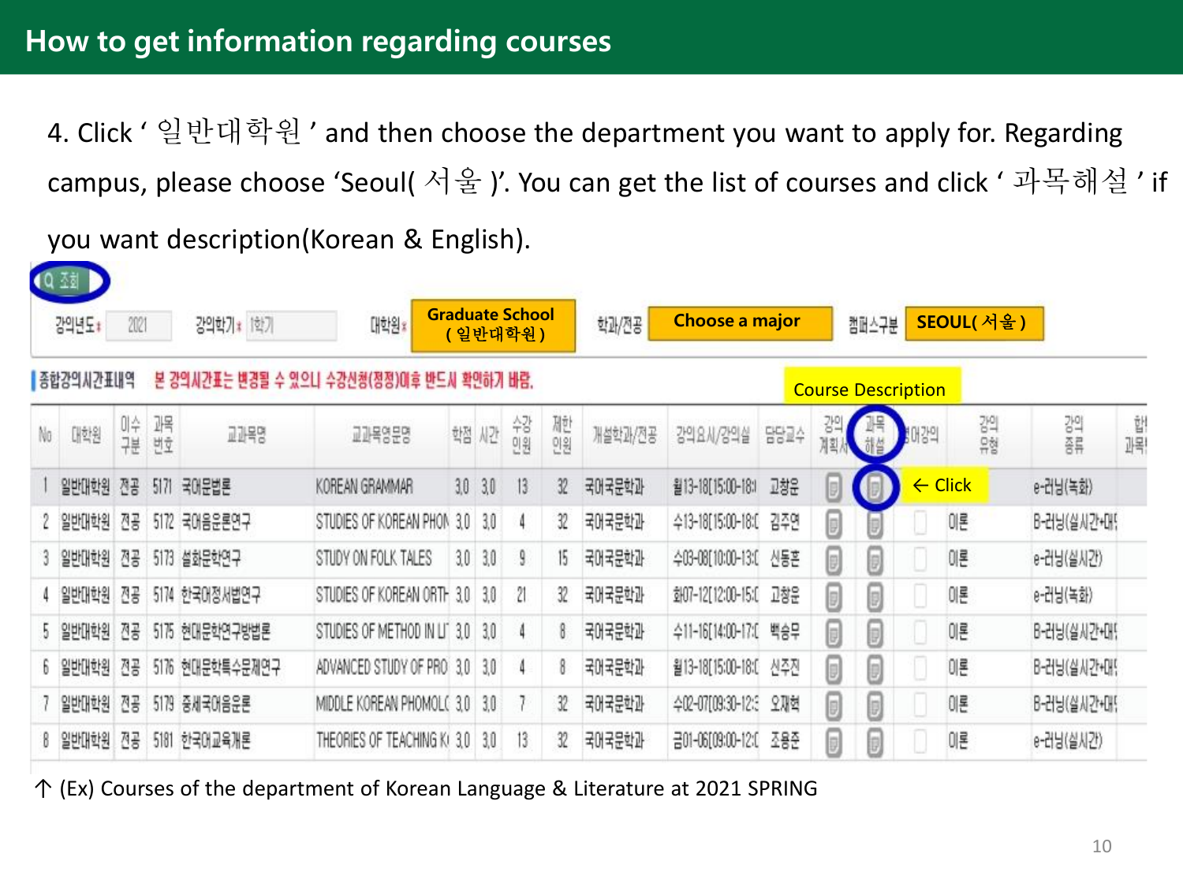## How to get information regarding courses

4. Click ' 일반대학원 ' and then choose the department you want to apply for. Regarding campus, please choose 'Seoul( 서울 )'. You can get the list of courses and click ' 과목해설 ' if you want description(Korean & English).

Q 조회

강의년도: 2021 | 강의학기: 1학기 | 대학원: **Graduate School ( 일반대학원 )** | 학과/전공: **Choose a major** | 캠퍼스구분: **SEOUL( 서울 )**

종합강의시간표내역 — 본 강의시간표는 변경될 수 있으니 수강신청(정정)이후 반드시 확인하기 바람.

Course Description

| No | 대학원 | 이수구분 | 과목번호 | 교과목명 | 교과목영문명 | 학점 | 시간 | 수강인원 | 제한인원 | 개설학과/전공 | 강의요시/강의실 | 담당교수 | 강의계획서 | 과목해설 | 영어강의 | 강의유형 | 강의종류 | 합반과목 |
|---|---|---|---|---|---|---|---|---|---|---|---|---|---|---|---|---|---|---|
| 1 | 일반대학원 | 전공 | 5171 | 국어문법론 | KOREAN GRAMMAR | 3.0 | 3.0 | 13 | 32 | 국어국문학과 | 월13-18[15:00-18: | 고창운 | | ← Click | | | e-러닝(녹화) | |
| 2 | 일반대학원 | 전공 | 5172 | 국어음운론연구 | STUDIES OF KOREAN PHON | 3.0 | 3.0 | 4 | 32 | 국어국문학과 | 수13-18[15:00-18:( | 김주연 | | | | 이론 | B-러닝(실시간+대 | |
| 3 | 일반대학원 | 전공 | 5173 | 설화문학연구 | STUDY ON FOLK TALES | 3.0 | 3.0 | 9 | 15 | 국어국문학과 | 수03-08[10:00-13:( | 신동흔 | | | | 이론 | e-러닝(실시간) | |
| 4 | 일반대학원 | 전공 | 5174 | 한국어정서법연구 | STUDIES OF KOREAN ORTH | 3.0 | 3.0 | 21 | 32 | 국어국문학과 | 화07-12[12:00-15:( | 고창운 | | | | 이론 | e-러닝(녹화) | |
| 5 | 일반대학원 | 전공 | 5175 | 현대문학연구방법론 | STUDIES OF METHOD IN LI | 3.0 | 3.0 | 4 | 8 | 국어국문학과 | 수11-16[14:00-17:( | 백승무 | | | | 이론 | B-러닝(실시간+대 | |
| 6 | 일반대학원 | 전공 | 5176 | 현대문학특수문제연구 | ADVANCED STUDY OF PRO | 3.0 | 3.0 | 4 | 8 | 국어국문학과 | 월13-18[15:00-18:( | 신주진 | | | | 이론 | B-러닝(실시간+대 | |
| 7 | 일반대학원 | 전공 | 5179 | 중세국어음운론 | MIDDLE KOREAN PHONOLC | 3.0 | 3.0 | 7 | 32 | 국어국문학과 | 수02-07[09:30-12: | 오재혁 | | | | 이론 | B-러닝(실시간+대 | |
| 8 | 일반대학원 | 전공 | 5181 | 한국어교육개론 | THEORIES OF TEACHING K | 3.0 | 3.0 | 13 | 32 | 국어국문학과 | 금01-06[09:00-12:( | 조용준 | | | | 이론 | e-러닝(실시간) | |

↑ (Ex) Courses of the department of Korean Language & Literature at 2021 SPRING